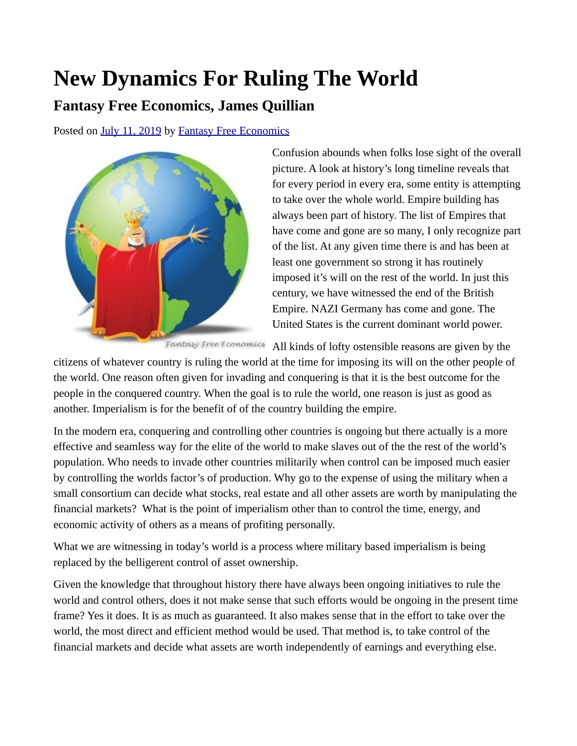# New Dynamics For Ruling The World

## Fantasy Free Economics, James Quillian

Posted on July 11, 2019 by Fantasy Free Economics

Confusion abounds when folks lose sight of the overall picture. A look at history's long timeline reveals that for every period in every era, some entity is attempting to take over the whole world. Empire building has always been part of history. The list of Empires that have come and gone are so many, I only recognize part of the list. At any given time there is and has been at least one government so strong it has routinely imposed it's will on the rest of the world. In just this century, we have witnessed the end of the British Empire. NAZI Germany has come and gone. The United States is the current dominant world power.

All kinds of lofty ostensible reasons are given by the citizens of whatever country is ruling the world at the time for imposing its will on the other people of the world. One reason often given for invading and conquering is that it is the best outcome for the people in the conquered country. When the goal is to rule the world, one reason is just as good as another. Imperialism is for the benefit of of the country building the empire.

In the modern era, conquering and controlling other countries is ongoing but there actually is a more effective and seamless way for the elite of the world to make slaves out of the the rest of the world's population. Who needs to invade other countries militarily when control can be imposed much easier by controlling the worlds factor's of production. Why go to the expense of using the military when a small consortium can decide what stocks, real estate and all other assets are worth by manipulating the financial markets? What is the point of imperialism other than to control the time, energy, and economic activity of others as a means of profiting personally.

What we are witnessing in today's world is a process where military based imperialism is being replaced by the belligerent control of asset ownership.

Given the knowledge that throughout history there have always been ongoing initiatives to rule the world and control others, does it not make sense that such efforts would be ongoing in the present time frame? Yes it does. It is as much as guaranteed. It also makes sense that in the effort to take over the world, the most direct and efficient method would be used. That method is, to take control of the financial markets and decide what assets are worth independently of earnings and everything else.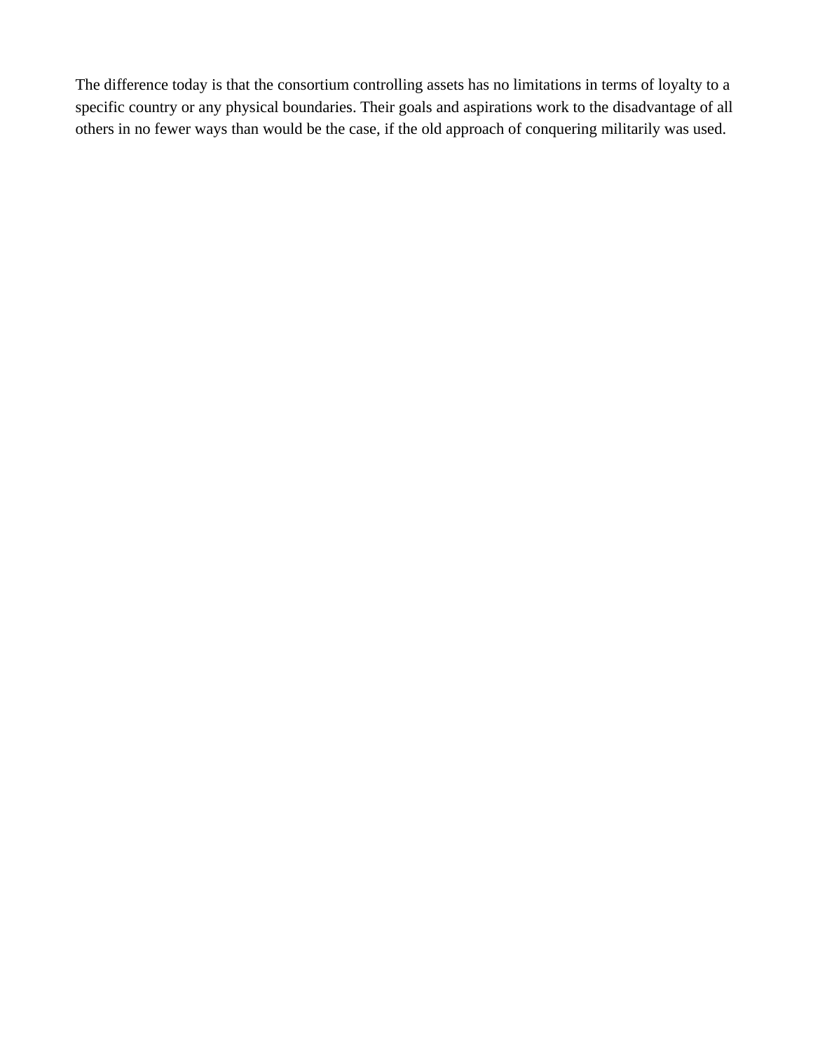The difference today is that the consortium controlling assets has no limitations in terms of loyalty to a specific country or any physical boundaries. Their goals and aspirations work to the disadvantage of all others in no fewer ways than would be the case, if the old approach of conquering militarily was used.